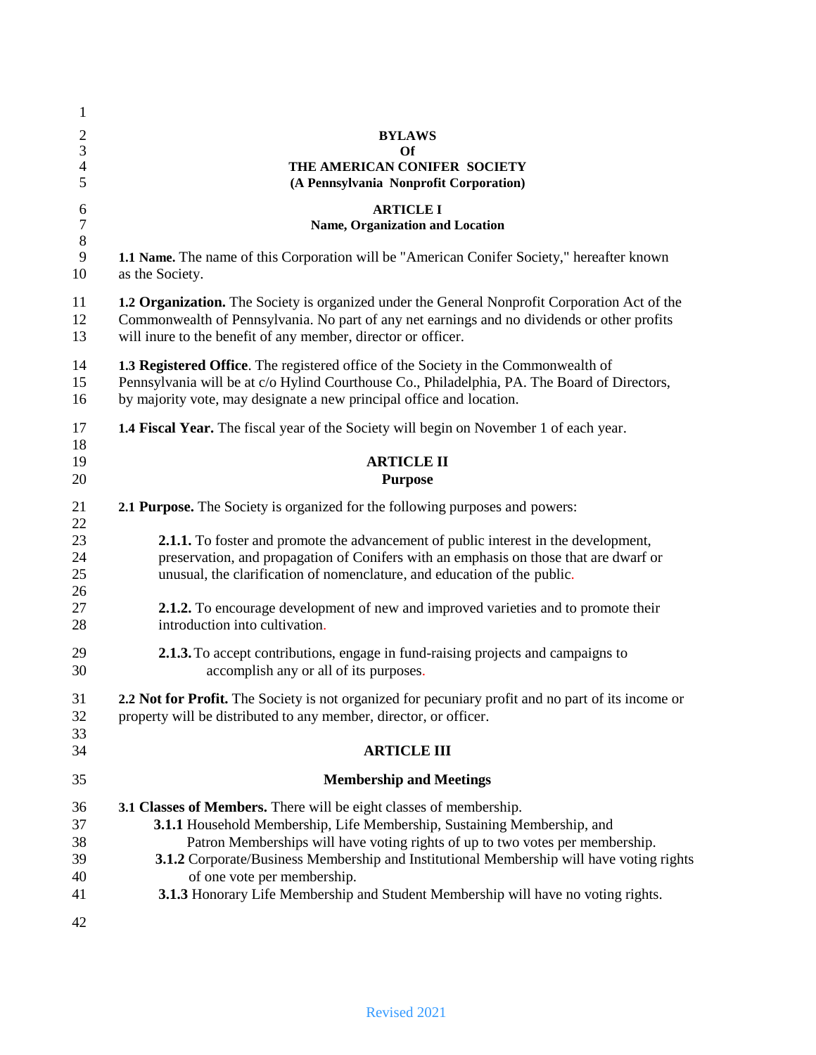# BYLAWS
# Of
# THE AMERICAN CONIFER SOCIETY
# (A Pennsylvania Nonprofit Corporation)

## ARTICLE I
## Name, Organization and Location

**1.1 Name.** The name of this Corporation will be "American Conifer Society," hereafter known as the Society.

**1.2 Organization.** The Society is organized under the General Nonprofit Corporation Act of the Commonwealth of Pennsylvania. No part of any net earnings and no dividends or other profits will inure to the benefit of any member, director or officer.

**1.3 Registered Office**. The registered office of the Society in the Commonwealth of Pennsylvania will be at c/o Hylind Courthouse Co., Philadelphia, PA. The Board of Directors, by majority vote, may designate a new principal office and location.

**1.4 Fiscal Year.** The fiscal year of the Society will begin on November 1 of each year.

## ARTICLE II
## Purpose

**2.1 Purpose.** The Society is organized for the following purposes and powers:

**2.1.1.** To foster and promote the advancement of public interest in the development, preservation, and propagation of Conifers with an emphasis on those that are dwarf or unusual, the clarification of nomenclature, and education of the public.

**2.1.2.** To encourage development of new and improved varieties and to promote their introduction into cultivation.

**2.1.3.** To accept contributions, engage in fund-raising projects and campaigns to accomplish any or all of its purposes.

**2.2 Not for Profit.** The Society is not organized for pecuniary profit and no part of its income or property will be distributed to any member, director, or officer.

## ARTICLE III

## Membership and Meetings

**3.1 Classes of Members.** There will be eight classes of membership.

**3.1.1** Household Membership, Life Membership, Sustaining Membership, and Patron Memberships will have voting rights of up to two votes per membership.

**3.1.2** Corporate/Business Membership and Institutional Membership will have voting rights of one vote per membership.

**3.1.3** Honorary Life Membership and Student Membership will have no voting rights.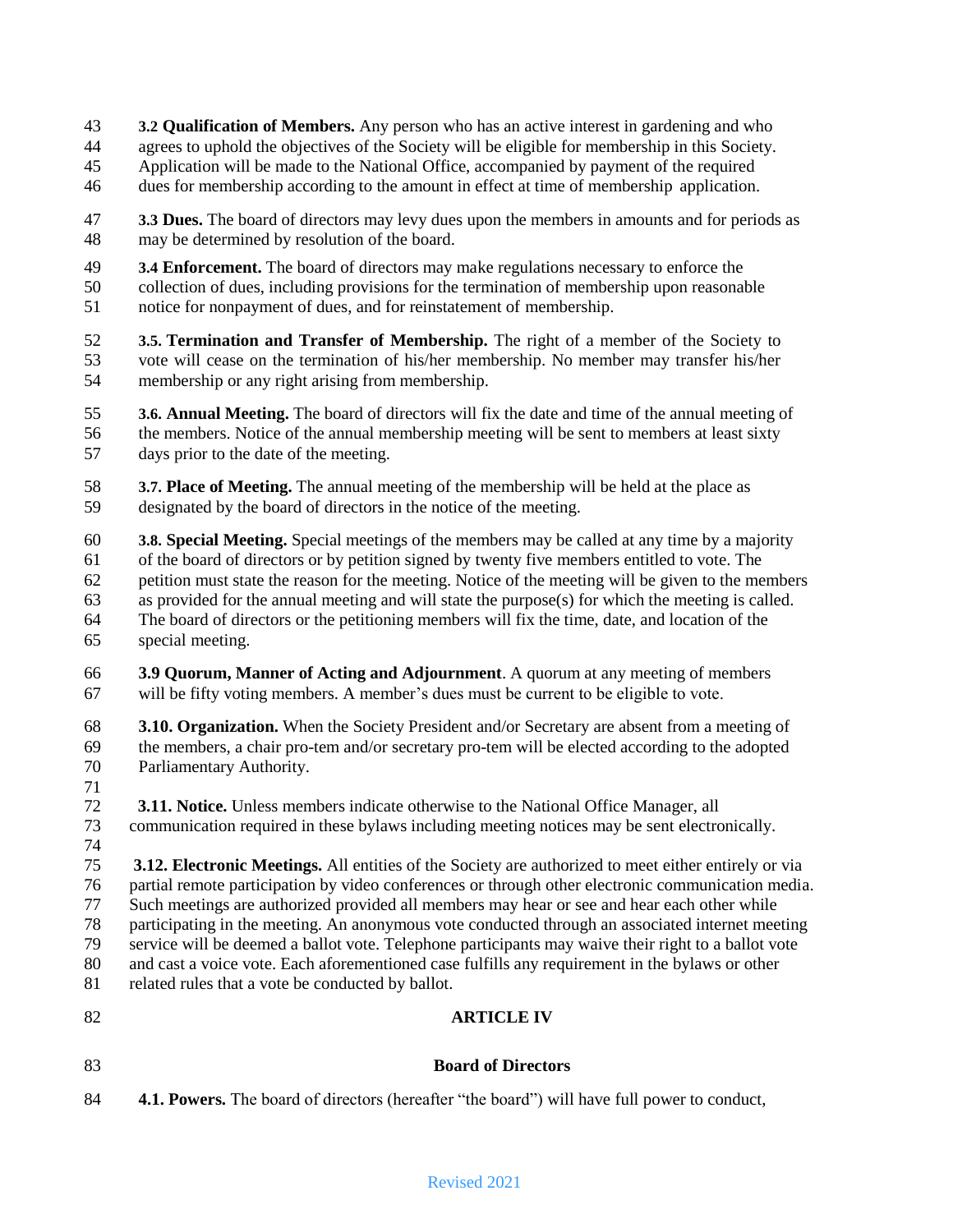**3.2 Qualification of Members.** Any person who has an active interest in gardening and who agrees to uphold the objectives of the Society will be eligible for membership in this Society. Application will be made to the National Office, accompanied by payment of the required dues for membership according to the amount in effect at time of membership application.

**3.3 Dues.** The board of directors may levy dues upon the members in amounts and for periods as may be determined by resolution of the board.

**3.4 Enforcement.** The board of directors may make regulations necessary to enforce the collection of dues, including provisions for the termination of membership upon reasonable notice for nonpayment of dues, and for reinstatement of membership.

**3.5. Termination and Transfer of Membership.** The right of a member of the Society to vote will cease on the termination of his/her membership. No member may transfer his/her membership or any right arising from membership.

**3.6. Annual Meeting.** The board of directors will fix the date and time of the annual meeting of the members. Notice of the annual membership meeting will be sent to members at least sixty days prior to the date of the meeting.

**3.7. Place of Meeting.** The annual meeting of the membership will be held at the place as designated by the board of directors in the notice of the meeting.

**3.8. Special Meeting.** Special meetings of the members may be called at any time by a majority of the board of directors or by petition signed by twenty five members entitled to vote. The petition must state the reason for the meeting. Notice of the meeting will be given to the members as provided for the annual meeting and will state the purpose(s) for which the meeting is called. The board of directors or the petitioning members will fix the time, date, and location of the special meeting.

**3.9 Quorum, Manner of Acting and Adjournment**. A quorum at any meeting of members will be fifty voting members. A member's dues must be current to be eligible to vote.

**3.10. Organization.** When the Society President and/or Secretary are absent from a meeting of the members, a chair pro-tem and/or secretary pro-tem will be elected according to the adopted Parliamentary Authority.

**3.11. Notice.** Unless members indicate otherwise to the National Office Manager, all communication required in these bylaws including meeting notices may be sent electronically.

**3.12. Electronic Meetings.** All entities of the Society are authorized to meet either entirely or via partial remote participation by video conferences or through other electronic communication media. Such meetings are authorized provided all members may hear or see and hear each other while participating in the meeting. An anonymous vote conducted through an associated internet meeting service will be deemed a ballot vote. Telephone participants may waive their right to a ballot vote and cast a voice vote. Each aforementioned case fulfills any requirement in the bylaws or other related rules that a vote be conducted by ballot.

## ARTICLE IV

### Board of Directors

**4.1. Powers.** The board of directors (hereafter "the board") will have full power to conduct,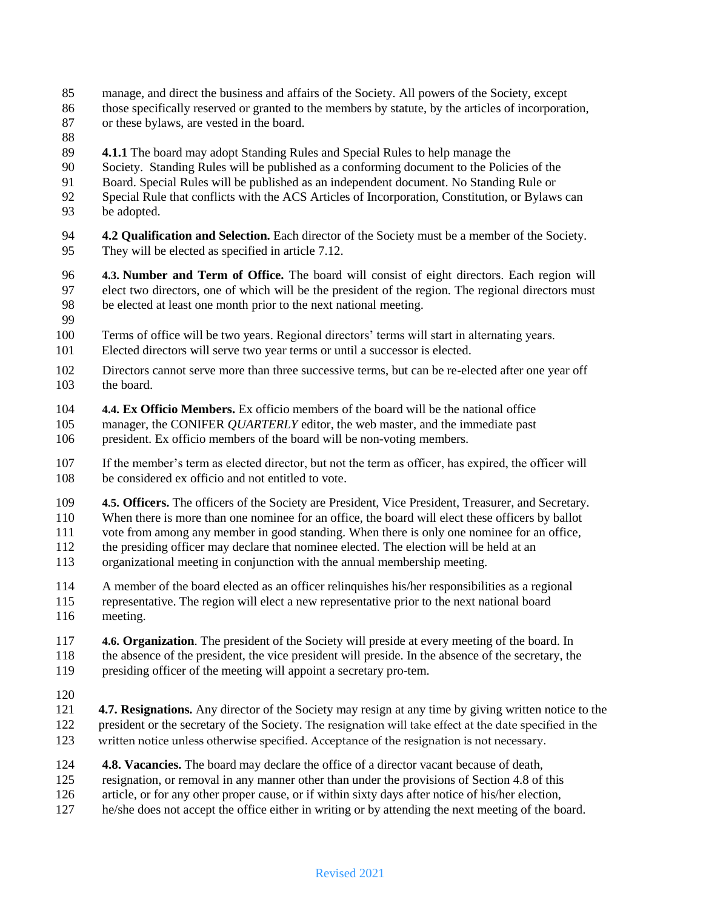manage, and direct the business and affairs of the Society. All powers of the Society, except those specifically reserved or granted to the members by statute, by the articles of incorporation, or these bylaws, are vested in the board.

**4.1.1** The board may adopt Standing Rules and Special Rules to help manage the Society. Standing Rules will be published as a conforming document to the Policies of the Board. Special Rules will be published as an independent document. No Standing Rule or Special Rule that conflicts with the ACS Articles of Incorporation, Constitution, or Bylaws can be adopted.

**4.2 Qualification and Selection.** Each director of the Society must be a member of the Society. They will be elected as specified in article 7.12.

**4.3. Number and Term of Office.** The board will consist of eight directors. Each region will elect two directors, one of which will be the president of the region. The regional directors must be elected at least one month prior to the next national meeting.

Terms of office will be two years. Regional directors' terms will start in alternating years. Elected directors will serve two year terms or until a successor is elected.

Directors cannot serve more than three successive terms, but can be re-elected after one year off the board.

**4.4. Ex Officio Members.** Ex officio members of the board will be the national office manager, the CONIFER *QUARTERLY* editor, the web master, and the immediate past president. Ex officio members of the board will be non-voting members.

If the member's term as elected director, but not the term as officer, has expired, the officer will be considered ex officio and not entitled to vote.

**4.5. Officers.** The officers of the Society are President, Vice President, Treasurer, and Secretary. When there is more than one nominee for an office, the board will elect these officers by ballot vote from among any member in good standing. When there is only one nominee for an office, the presiding officer may declare that nominee elected. The election will be held at an organizational meeting in conjunction with the annual membership meeting.

A member of the board elected as an officer relinquishes his/her responsibilities as a regional representative. The region will elect a new representative prior to the next national board meeting.

**4.6. Organization**. The president of the Society will preside at every meeting of the board. In the absence of the president, the vice president will preside. In the absence of the secretary, the presiding officer of the meeting will appoint a secretary pro-tem.

**4.7. Resignations.** Any director of the Society may resign at any time by giving written notice to the president or the secretary of the Society. The resignation will take effect at the date specified in the written notice unless otherwise specified. Acceptance of the resignation is not necessary.

**4.8. Vacancies.** The board may declare the office of a director vacant because of death, resignation, or removal in any manner other than under the provisions of Section 4.8 of this article, or for any other proper cause, or if within sixty days after notice of his/her election, he/she does not accept the office either in writing or by attending the next meeting of the board.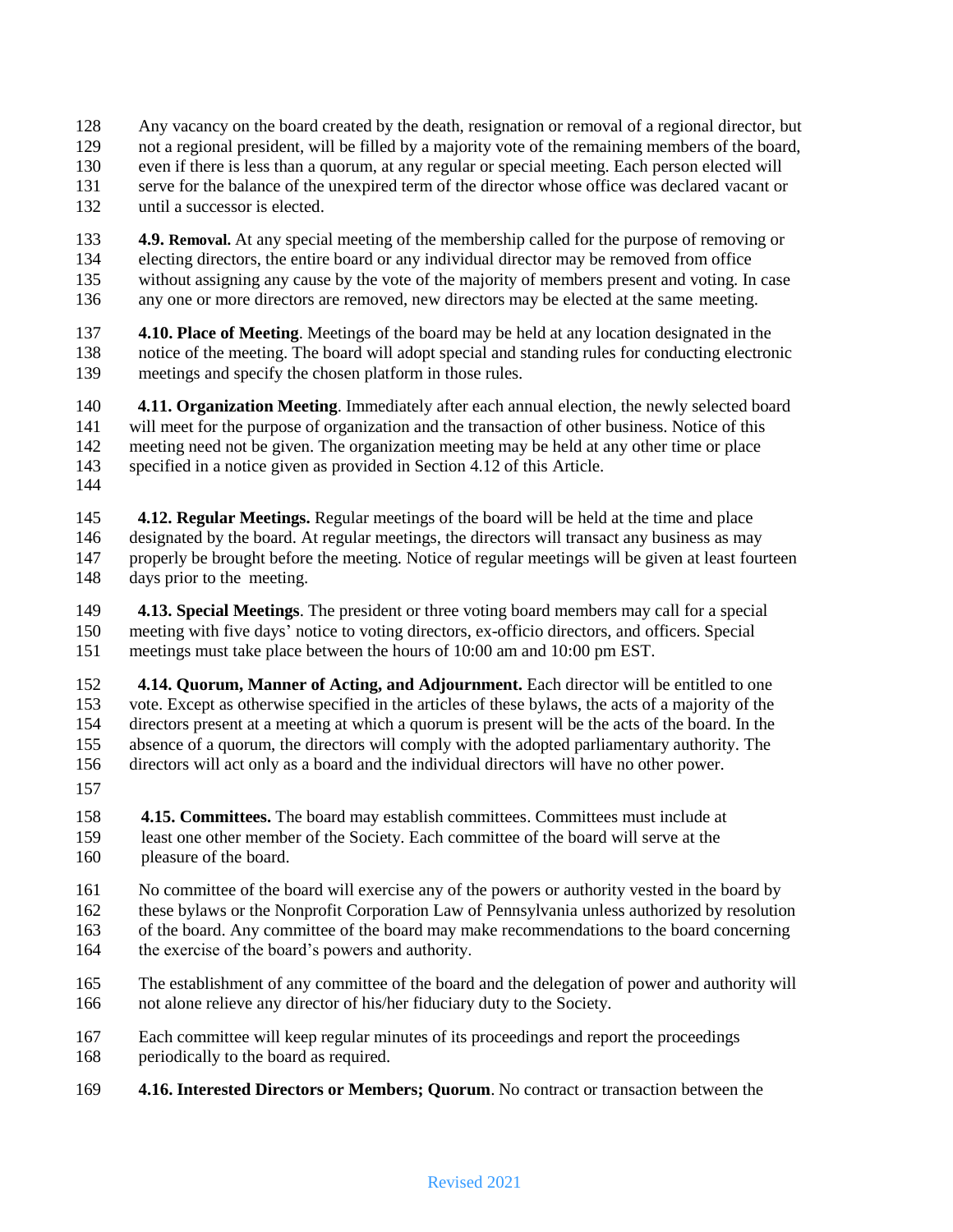Any vacancy on the board created by the death, resignation or removal of a regional director, but not a regional president, will be filled by a majority vote of the remaining members of the board, even if there is less than a quorum, at any regular or special meeting. Each person elected will serve for the balance of the unexpired term of the director whose office was declared vacant or until a successor is elected.

**4.9. Removal.** At any special meeting of the membership called for the purpose of removing or electing directors, the entire board or any individual director may be removed from office without assigning any cause by the vote of the majority of members present and voting. In case any one or more directors are removed, new directors may be elected at the same meeting.

**4.10. Place of Meeting**. Meetings of the board may be held at any location designated in the notice of the meeting. The board will adopt special and standing rules for conducting electronic meetings and specify the chosen platform in those rules.

**4.11. Organization Meeting**. Immediately after each annual election, the newly selected board will meet for the purpose of organization and the transaction of other business. Notice of this meeting need not be given. The organization meeting may be held at any other time or place specified in a notice given as provided in Section 4.12 of this Article.

**4.12. Regular Meetings.** Regular meetings of the board will be held at the time and place designated by the board. At regular meetings, the directors will transact any business as may properly be brought before the meeting. Notice of regular meetings will be given at least fourteen days prior to the meeting.

**4.13. Special Meetings**. The president or three voting board members may call for a special meeting with five days' notice to voting directors, ex-officio directors, and officers. Special meetings must take place between the hours of 10:00 am and 10:00 pm EST.

**4.14. Quorum, Manner of Acting, and Adjournment.** Each director will be entitled to one vote. Except as otherwise specified in the articles of these bylaws, the acts of a majority of the directors present at a meeting at which a quorum is present will be the acts of the board. In the absence of a quorum, the directors will comply with the adopted parliamentary authority. The directors will act only as a board and the individual directors will have no other power.

**4.15. Committees.** The board may establish committees. Committees must include at least one other member of the Society. Each committee of the board will serve at the pleasure of the board.

No committee of the board will exercise any of the powers or authority vested in the board by these bylaws or the Nonprofit Corporation Law of Pennsylvania unless authorized by resolution of the board. Any committee of the board may make recommendations to the board concerning the exercise of the board's powers and authority.

The establishment of any committee of the board and the delegation of power and authority will not alone relieve any director of his/her fiduciary duty to the Society.

Each committee will keep regular minutes of its proceedings and report the proceedings periodically to the board as required.

**4.16. Interested Directors or Members; Quorum**. No contract or transaction between the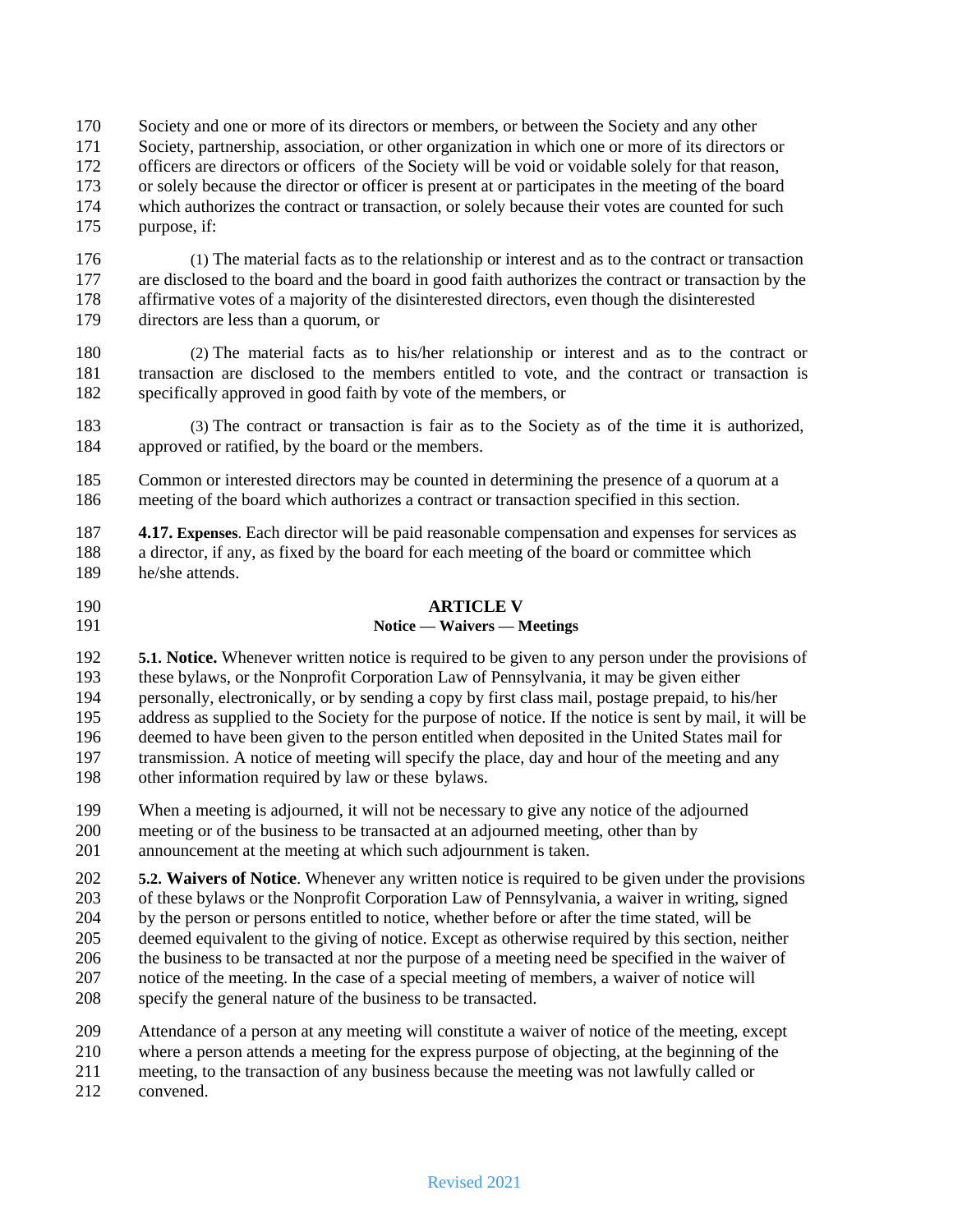Society and one or more of its directors or members, or between the Society and any other Society, partnership, association, or other organization in which one or more of its directors or officers are directors or officers of the Society will be void or voidable solely for that reason, or solely because the director or officer is present at or participates in the meeting of the board which authorizes the contract or transaction, or solely because their votes are counted for such purpose, if:

(1) The material facts as to the relationship or interest and as to the contract or transaction are disclosed to the board and the board in good faith authorizes the contract or transaction by the affirmative votes of a majority of the disinterested directors, even though the disinterested directors are less than a quorum, or

(2) The material facts as to his/her relationship or interest and as to the contract or transaction are disclosed to the members entitled to vote, and the contract or transaction is specifically approved in good faith by vote of the members, or

(3) The contract or transaction is fair as to the Society as of the time it is authorized, approved or ratified, by the board or the members.

Common or interested directors may be counted in determining the presence of a quorum at a meeting of the board which authorizes a contract or transaction specified in this section.

**4.17. Expenses**. Each director will be paid reasonable compensation and expenses for services as a director, if any, as fixed by the board for each meeting of the board or committee which he/she attends.

## ARTICLE V
### Notice — Waivers — Meetings

**5.1. Notice.** Whenever written notice is required to be given to any person under the provisions of these bylaws, or the Nonprofit Corporation Law of Pennsylvania, it may be given either personally, electronically, or by sending a copy by first class mail, postage prepaid, to his/her address as supplied to the Society for the purpose of notice. If the notice is sent by mail, it will be deemed to have been given to the person entitled when deposited in the United States mail for transmission. A notice of meeting will specify the place, day and hour of the meeting and any other information required by law or these bylaws.

When a meeting is adjourned, it will not be necessary to give any notice of the adjourned meeting or of the business to be transacted at an adjourned meeting, other than by announcement at the meeting at which such adjournment is taken.

**5.2. Waivers of Notice**. Whenever any written notice is required to be given under the provisions of these bylaws or the Nonprofit Corporation Law of Pennsylvania, a waiver in writing, signed by the person or persons entitled to notice, whether before or after the time stated, will be deemed equivalent to the giving of notice. Except as otherwise required by this section, neither the business to be transacted at nor the purpose of a meeting need be specified in the waiver of notice of the meeting. In the case of a special meeting of members, a waiver of notice will specify the general nature of the business to be transacted.

Attendance of a person at any meeting will constitute a waiver of notice of the meeting, except where a person attends a meeting for the express purpose of objecting, at the beginning of the meeting, to the transaction of any business because the meeting was not lawfully called or convened.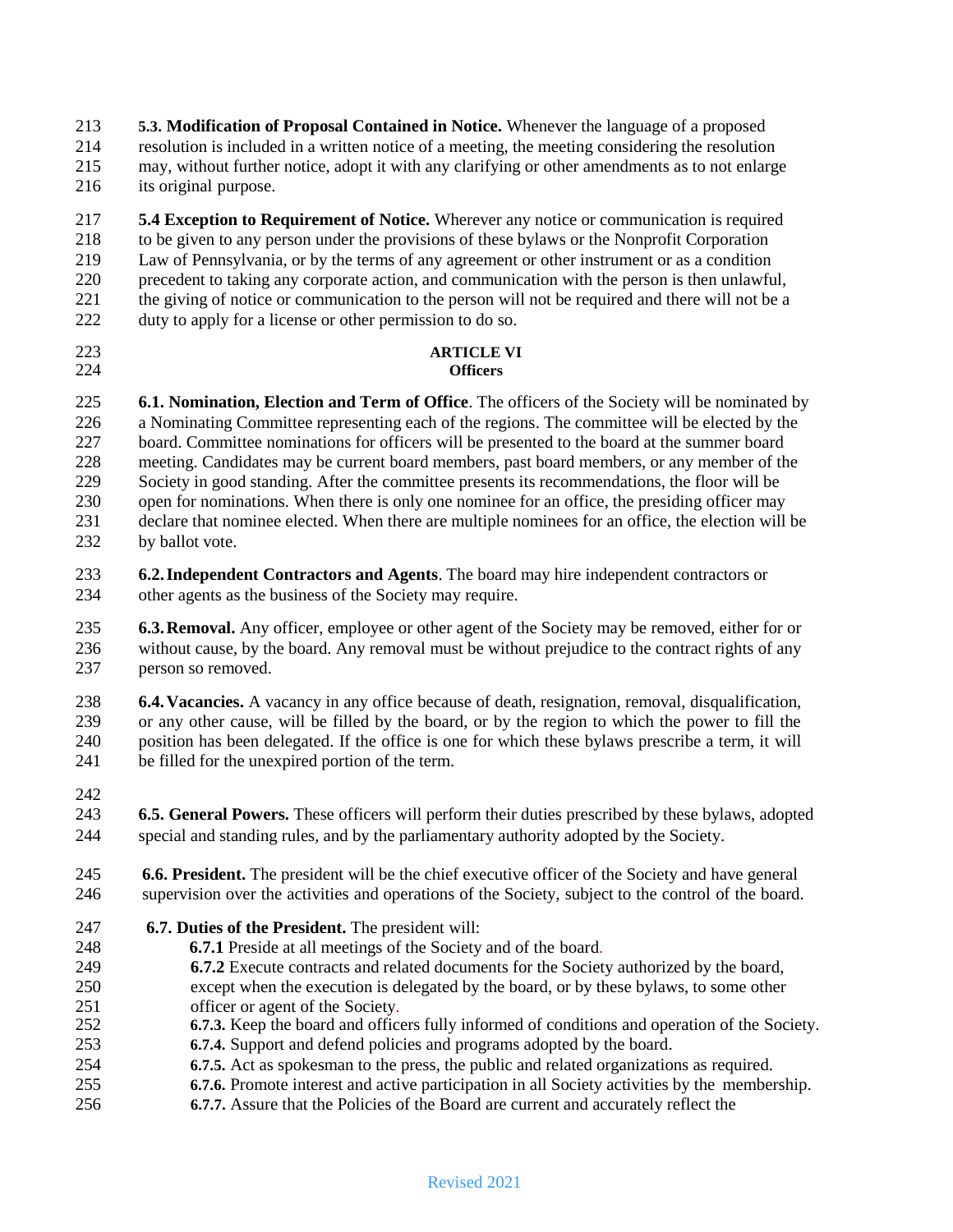**5.3. Modification of Proposal Contained in Notice.** Whenever the language of a proposed resolution is included in a written notice of a meeting, the meeting considering the resolution may, without further notice, adopt it with any clarifying or other amendments as to not enlarge its original purpose.

**5.4 Exception to Requirement of Notice.** Wherever any notice or communication is required to be given to any person under the provisions of these bylaws or the Nonprofit Corporation Law of Pennsylvania, or by the terms of any agreement or other instrument or as a condition precedent to taking any corporate action, and communication with the person is then unlawful, the giving of notice or communication to the person will not be required and there will not be a duty to apply for a license or other permission to do so.

## ARTICLE VI
## Officers

**6.1. Nomination, Election and Term of Office**. The officers of the Society will be nominated by a Nominating Committee representing each of the regions. The committee will be elected by the board. Committee nominations for officers will be presented to the board at the summer board meeting. Candidates may be current board members, past board members, or any member of the Society in good standing. After the committee presents its recommendations, the floor will be open for nominations. When there is only one nominee for an office, the presiding officer may declare that nominee elected. When there are multiple nominees for an office, the election will be by ballot vote.

**6.2. Independent Contractors and Agents**. The board may hire independent contractors or other agents as the business of the Society may require.

**6.3. Removal.** Any officer, employee or other agent of the Society may be removed, either for or without cause, by the board. Any removal must be without prejudice to the contract rights of any person so removed.

**6.4. Vacancies.** A vacancy in any office because of death, resignation, removal, disqualification, or any other cause, will be filled by the board, or by the region to which the power to fill the position has been delegated. If the office is one for which these bylaws prescribe a term, it will be filled for the unexpired portion of the term.

**6.5. General Powers.** These officers will perform their duties prescribed by these bylaws, adopted special and standing rules, and by the parliamentary authority adopted by the Society.

**6.6. President.** The president will be the chief executive officer of the Society and have general supervision over the activities and operations of the Society, subject to the control of the board.

**6.7. Duties of the President.** The president will:

- **6.7.1** Preside at all meetings of the Society and of the board.
- **6.7.2** Execute contracts and related documents for the Society authorized by the board, except when the execution is delegated by the board, or by these bylaws, to some other officer or agent of the Society.
- **6.7.3.** Keep the board and officers fully informed of conditions and operation of the Society.
- **6.7.4.** Support and defend policies and programs adopted by the board.
- **6.7.5.** Act as spokesman to the press, the public and related organizations as required.
- **6.7.6.** Promote interest and active participation in all Society activities by the membership.
- **6.7.7.** Assure that the Policies of the Board are current and accurately reflect the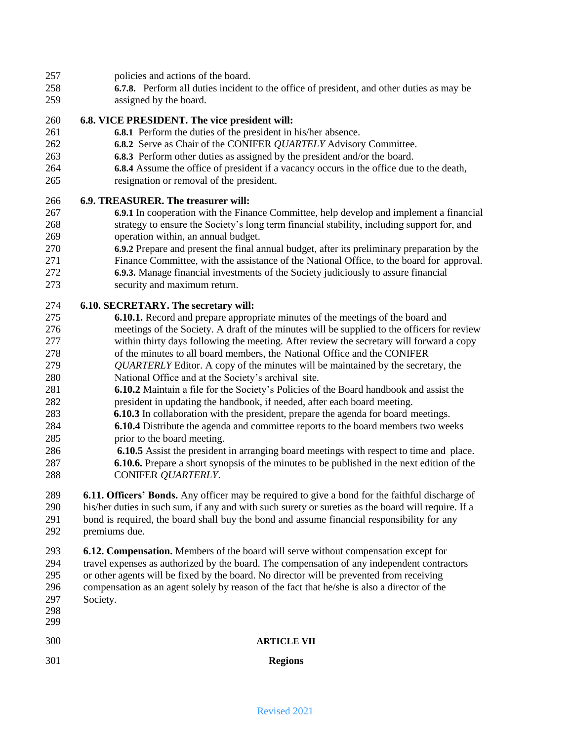policies and actions of the board.

**6.7.8.** Perform all duties incident to the office of president, and other duties as may be assigned by the board.

**6.8. VICE PRESIDENT. The vice president will:**

**6.8.1** Perform the duties of the president in his/her absence.

**6.8.2** Serve as Chair of the CONIFER *QUARTELY* Advisory Committee.

**6.8.3** Perform other duties as assigned by the president and/or the board.

**6.8.4** Assume the office of president if a vacancy occurs in the office due to the death, resignation or removal of the president.

**6.9. TREASURER. The treasurer will:**

**6.9.1** In cooperation with the Finance Committee, help develop and implement a financial strategy to ensure the Society's long term financial stability, including support for, and operation within, an annual budget.

**6.9.2** Prepare and present the final annual budget, after its preliminary preparation by the Finance Committee, with the assistance of the National Office, to the board for approval.

**6.9.3.** Manage financial investments of the Society judiciously to assure financial security and maximum return.

**6.10. SECRETARY. The secretary will:**

**6.10.1.** Record and prepare appropriate minutes of the meetings of the board and meetings of the Society. A draft of the minutes will be supplied to the officers for review within thirty days following the meeting. After review the secretary will forward a copy of the minutes to all board members, the National Office and the CONIFER *QUARTERLY* Editor. A copy of the minutes will be maintained by the secretary, the National Office and at the Society's archival site.

**6.10.2** Maintain a file for the Society's Policies of the Board handbook and assist the president in updating the handbook, if needed, after each board meeting.

**6.10.3** In collaboration with the president, prepare the agenda for board meetings.

**6.10.4** Distribute the agenda and committee reports to the board members two weeks prior to the board meeting.

**6.10.5** Assist the president in arranging board meetings with respect to time and place.

**6.10.6.** Prepare a short synopsis of the minutes to be published in the next edition of the CONIFER *QUARTERLY*.

**6.11. Officers' Bonds.** Any officer may be required to give a bond for the faithful discharge of his/her duties in such sum, if any and with such surety or sureties as the board will require. If a bond is required, the board shall buy the bond and assume financial responsibility for any premiums due.

**6.12. Compensation.** Members of the board will serve without compensation except for travel expenses as authorized by the board. The compensation of any independent contractors or other agents will be fixed by the board. No director will be prevented from receiving compensation as an agent solely by reason of the fact that he/she is also a director of the Society.

## ARTICLE VII

## Regions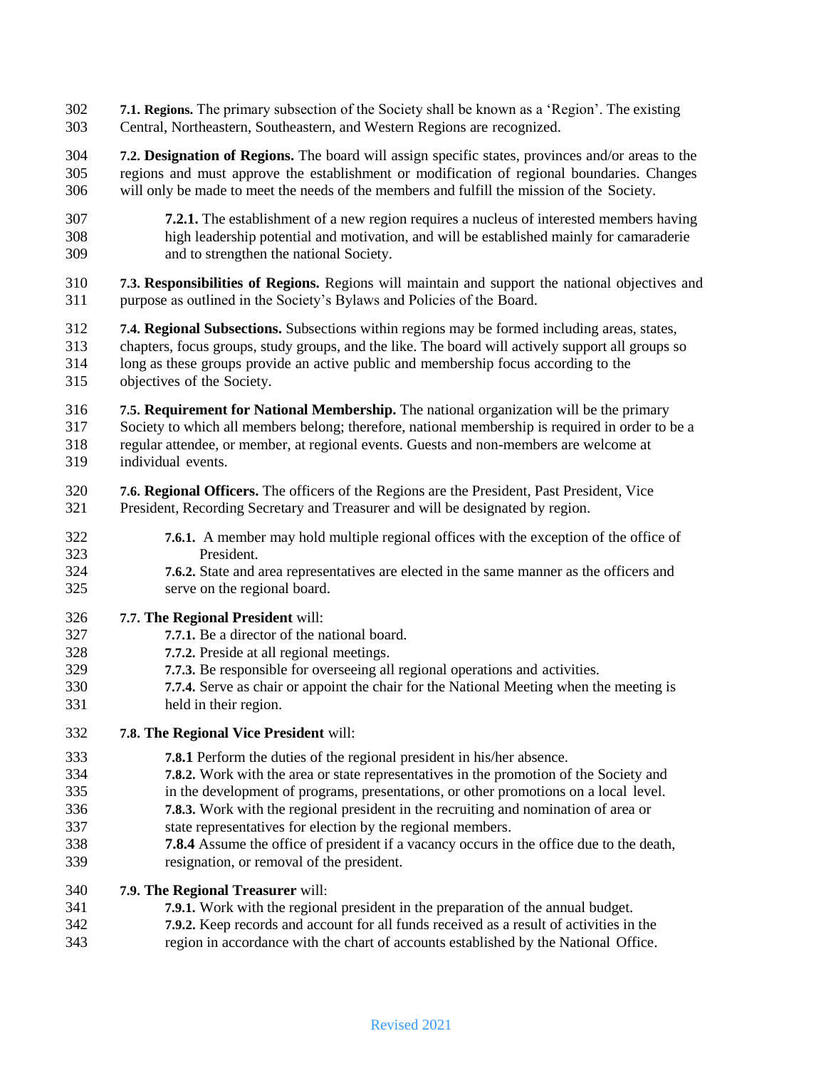**7.1. Regions.** The primary subsection of the Society shall be known as a 'Region'. The existing Central, Northeastern, Southeastern, and Western Regions are recognized.

**7.2. Designation of Regions.** The board will assign specific states, provinces and/or areas to the regions and must approve the establishment or modification of regional boundaries. Changes will only be made to meet the needs of the members and fulfill the mission of the Society.

> **7.2.1.** The establishment of a new region requires a nucleus of interested members having high leadership potential and motivation, and will be established mainly for camaraderie and to strengthen the national Society.

**7.3. Responsibilities of Regions.** Regions will maintain and support the national objectives and purpose as outlined in the Society's Bylaws and Policies of the Board.

**7.4. Regional Subsections.** Subsections within regions may be formed including areas, states, chapters, focus groups, study groups, and the like. The board will actively support all groups so long as these groups provide an active public and membership focus according to the objectives of the Society.

**7.5. Requirement for National Membership.** The national organization will be the primary Society to which all members belong; therefore, national membership is required in order to be a regular attendee, or member, at regional events. Guests and non-members are welcome at individual events.

**7.6. Regional Officers.** The officers of the Regions are the President, Past President, Vice President, Recording Secretary and Treasurer and will be designated by region.

> **7.6.1.** A member may hold multiple regional offices with the exception of the office of President.
>
> **7.6.2.** State and area representatives are elected in the same manner as the officers and serve on the regional board.

**7.7. The Regional President** will:

> **7.7.1.** Be a director of the national board.
>
> **7.7.2.** Preside at all regional meetings.
>
> **7.7.3.** Be responsible for overseeing all regional operations and activities.
>
> **7.7.4.** Serve as chair or appoint the chair for the National Meeting when the meeting is held in their region.

**7.8. The Regional Vice President** will:

> **7.8.1** Perform the duties of the regional president in his/her absence.
>
> **7.8.2.** Work with the area or state representatives in the promotion of the Society and in the development of programs, presentations, or other promotions on a local level.
>
> **7.8.3.** Work with the regional president in the recruiting and nomination of area or state representatives for election by the regional members.
>
> **7.8.4** Assume the office of president if a vacancy occurs in the office due to the death, resignation, or removal of the president.

**7.9. The Regional Treasurer** will:

> **7.9.1.** Work with the regional president in the preparation of the annual budget.
>
> **7.9.2.** Keep records and account for all funds received as a result of activities in the region in accordance with the chart of accounts established by the National Office.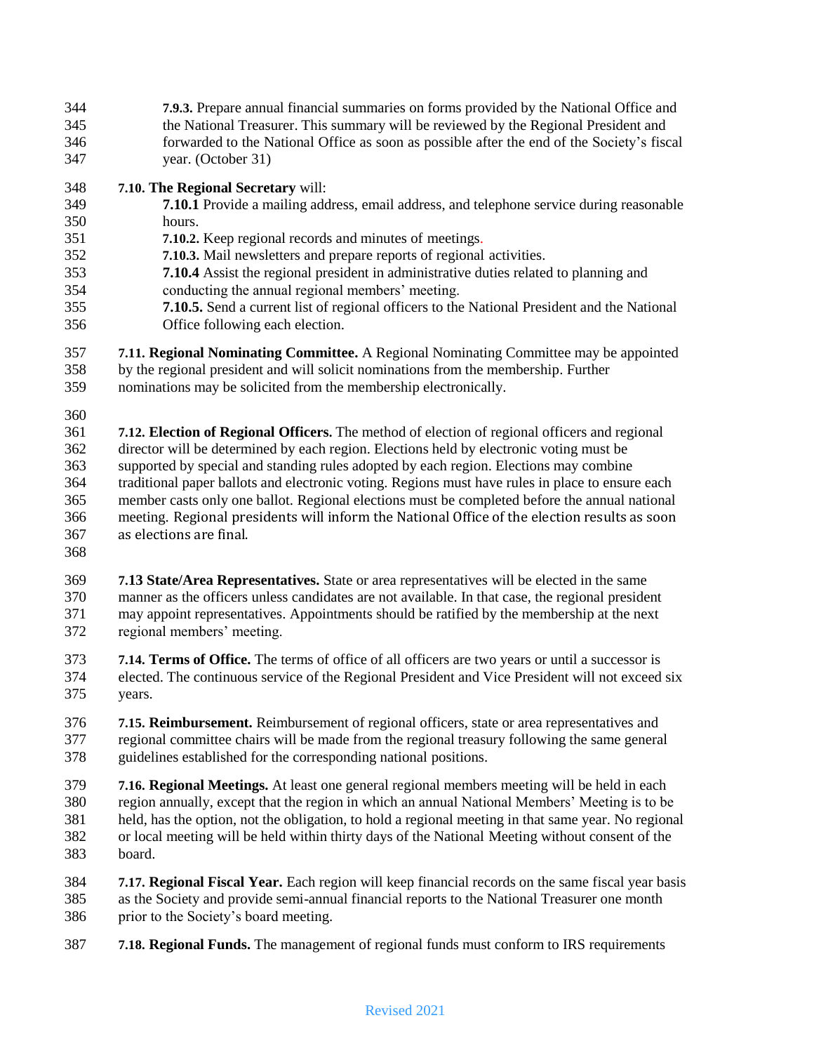**7.9.3.** Prepare annual financial summaries on forms provided by the National Office and the National Treasurer. This summary will be reviewed by the Regional President and forwarded to the National Office as soon as possible after the end of the Society's fiscal year. (October 31)

**7.10. The Regional Secretary** will:

**7.10.1** Provide a mailing address, email address, and telephone service during reasonable hours.

**7.10.2.** Keep regional records and minutes of meetings.

**7.10.3.** Mail newsletters and prepare reports of regional activities.

**7.10.4** Assist the regional president in administrative duties related to planning and conducting the annual regional members' meeting.

**7.10.5.** Send a current list of regional officers to the National President and the National Office following each election.

**7.11. Regional Nominating Committee.** A Regional Nominating Committee may be appointed by the regional president and will solicit nominations from the membership. Further nominations may be solicited from the membership electronically.

**7.12. Election of Regional Officers.** The method of election of regional officers and regional director will be determined by each region. Elections held by electronic voting must be supported by special and standing rules adopted by each region. Elections may combine traditional paper ballots and electronic voting. Regions must have rules in place to ensure each member casts only one ballot. Regional elections must be completed before the annual national meeting. Regional presidents will inform the National Office of the election results as soon as elections are final.

**7.13 State/Area Representatives.** State or area representatives will be elected in the same manner as the officers unless candidates are not available. In that case, the regional president may appoint representatives. Appointments should be ratified by the membership at the next regional members' meeting.

**7.14. Terms of Office.** The terms of office of all officers are two years or until a successor is elected. The continuous service of the Regional President and Vice President will not exceed six years.

**7.15. Reimbursement.** Reimbursement of regional officers, state or area representatives and regional committee chairs will be made from the regional treasury following the same general guidelines established for the corresponding national positions.

**7.16. Regional Meetings.** At least one general regional members meeting will be held in each region annually, except that the region in which an annual National Members' Meeting is to be held, has the option, not the obligation, to hold a regional meeting in that same year. No regional or local meeting will be held within thirty days of the National Meeting without consent of the board.

**7.17. Regional Fiscal Year.** Each region will keep financial records on the same fiscal year basis as the Society and provide semi-annual financial reports to the National Treasurer one month prior to the Society's board meeting.

**7.18. Regional Funds.** The management of regional funds must conform to IRS requirements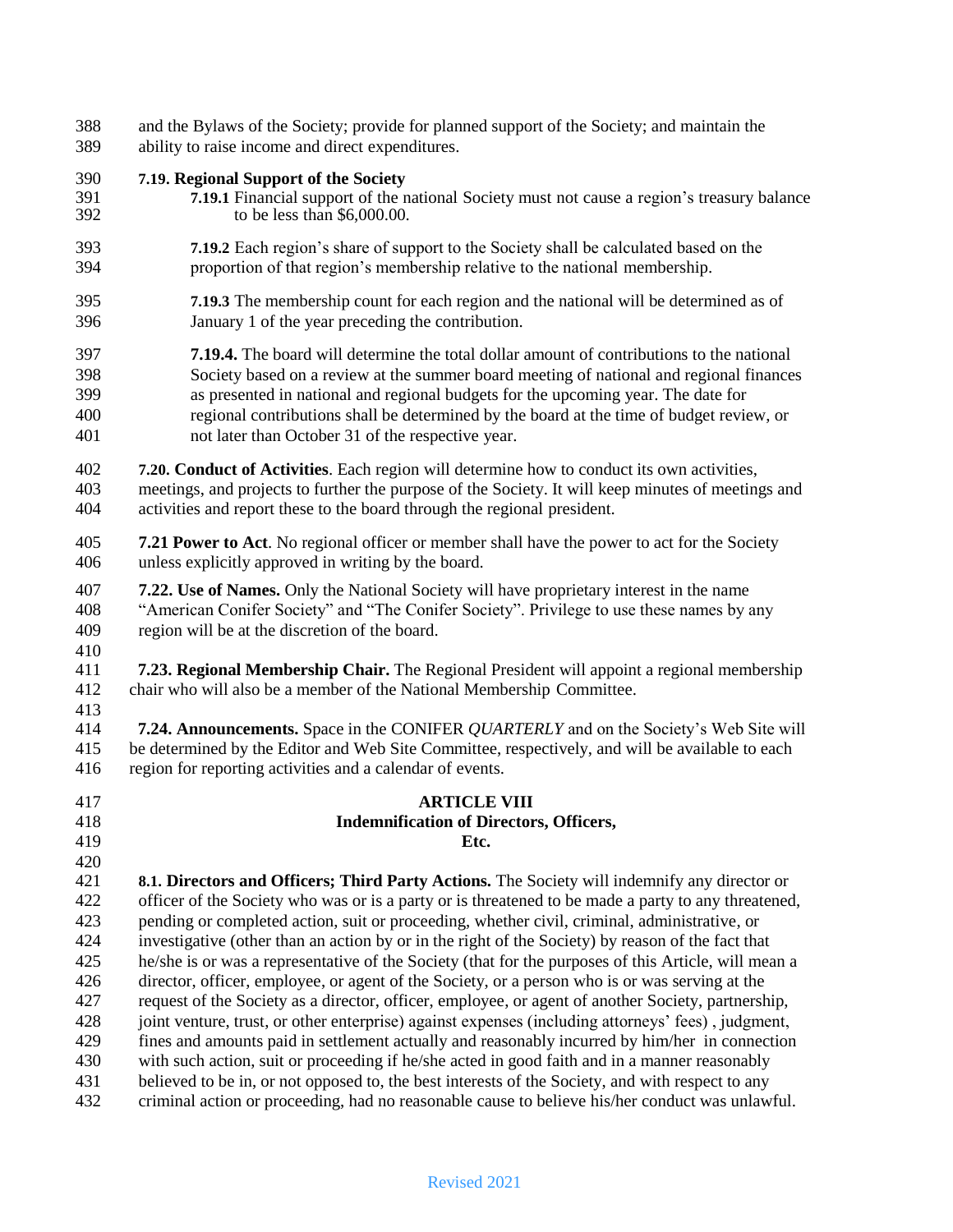and the Bylaws of the Society; provide for planned support of the Society; and maintain the ability to raise income and direct expenditures.

**7.19. Regional Support of the Society**

**7.19.1** Financial support of the national Society must not cause a region's treasury balance to be less than $6,000.00.

**7.19.2** Each region's share of support to the Society shall be calculated based on the proportion of that region's membership relative to the national membership.

**7.19.3** The membership count for each region and the national will be determined as of January 1 of the year preceding the contribution.

**7.19.4.** The board will determine the total dollar amount of contributions to the national Society based on a review at the summer board meeting of national and regional finances as presented in national and regional budgets for the upcoming year. The date for regional contributions shall be determined by the board at the time of budget review, or not later than October 31 of the respective year.

**7.20. Conduct of Activities**. Each region will determine how to conduct its own activities, meetings, and projects to further the purpose of the Society. It will keep minutes of meetings and activities and report these to the board through the regional president.

**7.21 Power to Act**. No regional officer or member shall have the power to act for the Society unless explicitly approved in writing by the board.

**7.22. Use of Names.** Only the National Society will have proprietary interest in the name "American Conifer Society" and "The Conifer Society". Privilege to use these names by any region will be at the discretion of the board.

**7.23. Regional Membership Chair.** The Regional President will appoint a regional membership chair who will also be a member of the National Membership Committee.

**7.24. Announcements.** Space in the CONIFER *QUARTERLY* and on the Society's Web Site will be determined by the Editor and Web Site Committee, respectively, and will be available to each region for reporting activities and a calendar of events.

## ARTICLE VIII
## Indemnification of Directors, Officers, Etc.

**8.1. Directors and Officers; Third Party Actions.** The Society will indemnify any director or officer of the Society who was or is a party or is threatened to be made a party to any threatened, pending or completed action, suit or proceeding, whether civil, criminal, administrative, or investigative (other than an action by or in the right of the Society) by reason of the fact that he/she is or was a representative of the Society (that for the purposes of this Article, will mean a director, officer, employee, or agent of the Society, or a person who is or was serving at the request of the Society as a director, officer, employee, or agent of another Society, partnership, joint venture, trust, or other enterprise) against expenses (including attorneys' fees) , judgment, fines and amounts paid in settlement actually and reasonably incurred by him/her in connection with such action, suit or proceeding if he/she acted in good faith and in a manner reasonably believed to be in, or not opposed to, the best interests of the Society, and with respect to any criminal action or proceeding, had no reasonable cause to believe his/her conduct was unlawful.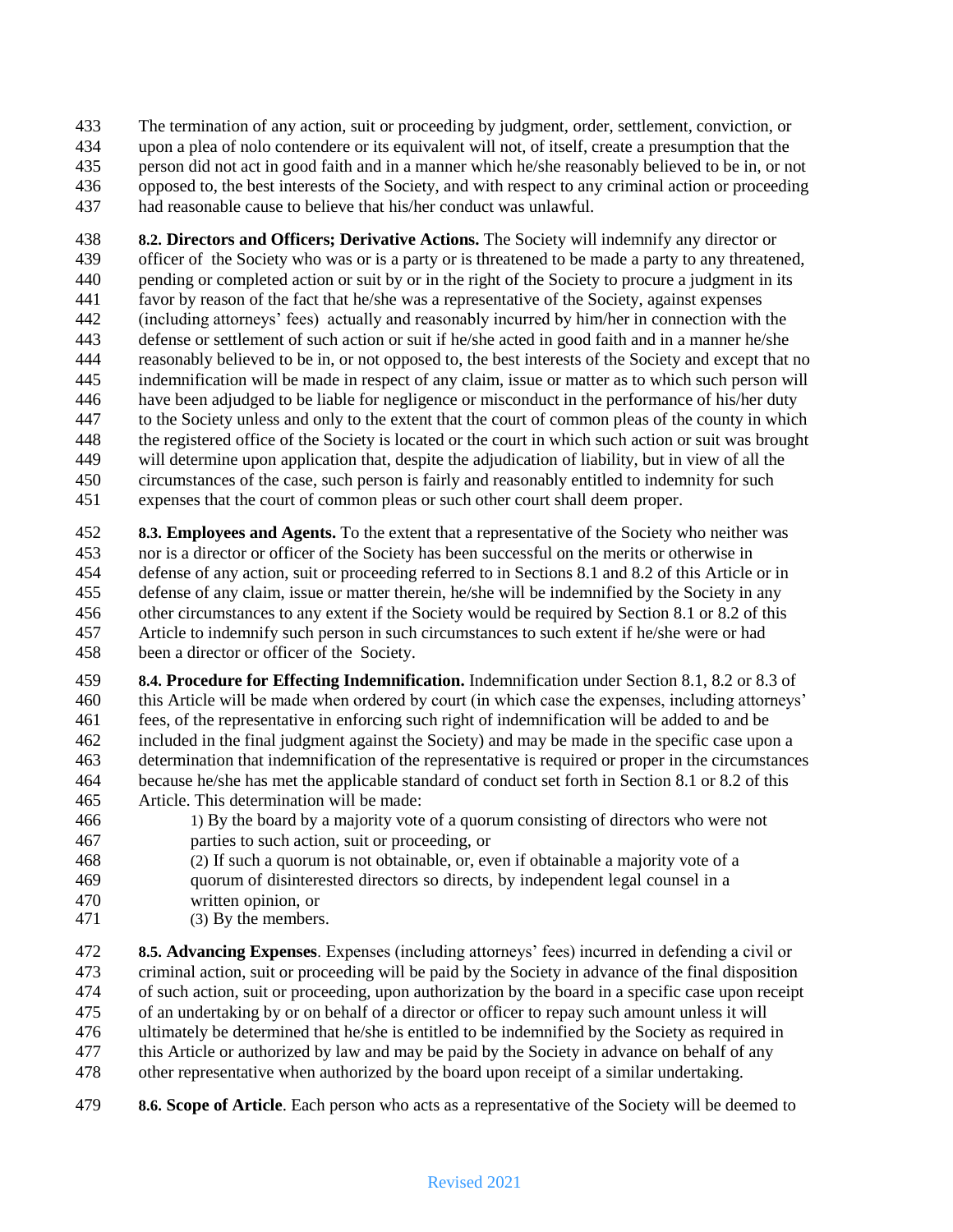The termination of any action, suit or proceeding by judgment, order, settlement, conviction, or upon a plea of nolo contendere or its equivalent will not, of itself, create a presumption that the person did not act in good faith and in a manner which he/she reasonably believed to be in, or not opposed to, the best interests of the Society, and with respect to any criminal action or proceeding had reasonable cause to believe that his/her conduct was unlawful.

**8.2. Directors and Officers; Derivative Actions.** The Society will indemnify any director or officer of the Society who was or is a party or is threatened to be made a party to any threatened, pending or completed action or suit by or in the right of the Society to procure a judgment in its favor by reason of the fact that he/she was a representative of the Society, against expenses (including attorneys' fees) actually and reasonably incurred by him/her in connection with the defense or settlement of such action or suit if he/she acted in good faith and in a manner he/she reasonably believed to be in, or not opposed to, the best interests of the Society and except that no indemnification will be made in respect of any claim, issue or matter as to which such person will have been adjudged to be liable for negligence or misconduct in the performance of his/her duty to the Society unless and only to the extent that the court of common pleas of the county in which the registered office of the Society is located or the court in which such action or suit was brought will determine upon application that, despite the adjudication of liability, but in view of all the circumstances of the case, such person is fairly and reasonably entitled to indemnity for such expenses that the court of common pleas or such other court shall deem proper.

**8.3. Employees and Agents.** To the extent that a representative of the Society who neither was nor is a director or officer of the Society has been successful on the merits or otherwise in defense of any action, suit or proceeding referred to in Sections 8.1 and 8.2 of this Article or in defense of any claim, issue or matter therein, he/she will be indemnified by the Society in any other circumstances to any extent if the Society would be required by Section 8.1 or 8.2 of this Article to indemnify such person in such circumstances to such extent if he/she were or had been a director or officer of the Society.

**8.4. Procedure for Effecting Indemnification.** Indemnification under Section 8.1, 8.2 or 8.3 of this Article will be made when ordered by court (in which case the expenses, including attorneys' fees, of the representative in enforcing such right of indemnification will be added to and be included in the final judgment against the Society) and may be made in the specific case upon a determination that indemnification of the representative is required or proper in the circumstances because he/she has met the applicable standard of conduct set forth in Section 8.1 or 8.2 of this Article. This determination will be made:

1) By the board by a majority vote of a quorum consisting of directors who were not parties to such action, suit or proceeding, or

(2) If such a quorum is not obtainable, or, even if obtainable a majority vote of a quorum of disinterested directors so directs, by independent legal counsel in a written opinion, or

(3) By the members.

**8.5. Advancing Expenses**. Expenses (including attorneys' fees) incurred in defending a civil or criminal action, suit or proceeding will be paid by the Society in advance of the final disposition of such action, suit or proceeding, upon authorization by the board in a specific case upon receipt of an undertaking by or on behalf of a director or officer to repay such amount unless it will ultimately be determined that he/she is entitled to be indemnified by the Society as required in this Article or authorized by law and may be paid by the Society in advance on behalf of any other representative when authorized by the board upon receipt of a similar undertaking.

**8.6. Scope of Article**. Each person who acts as a representative of the Society will be deemed to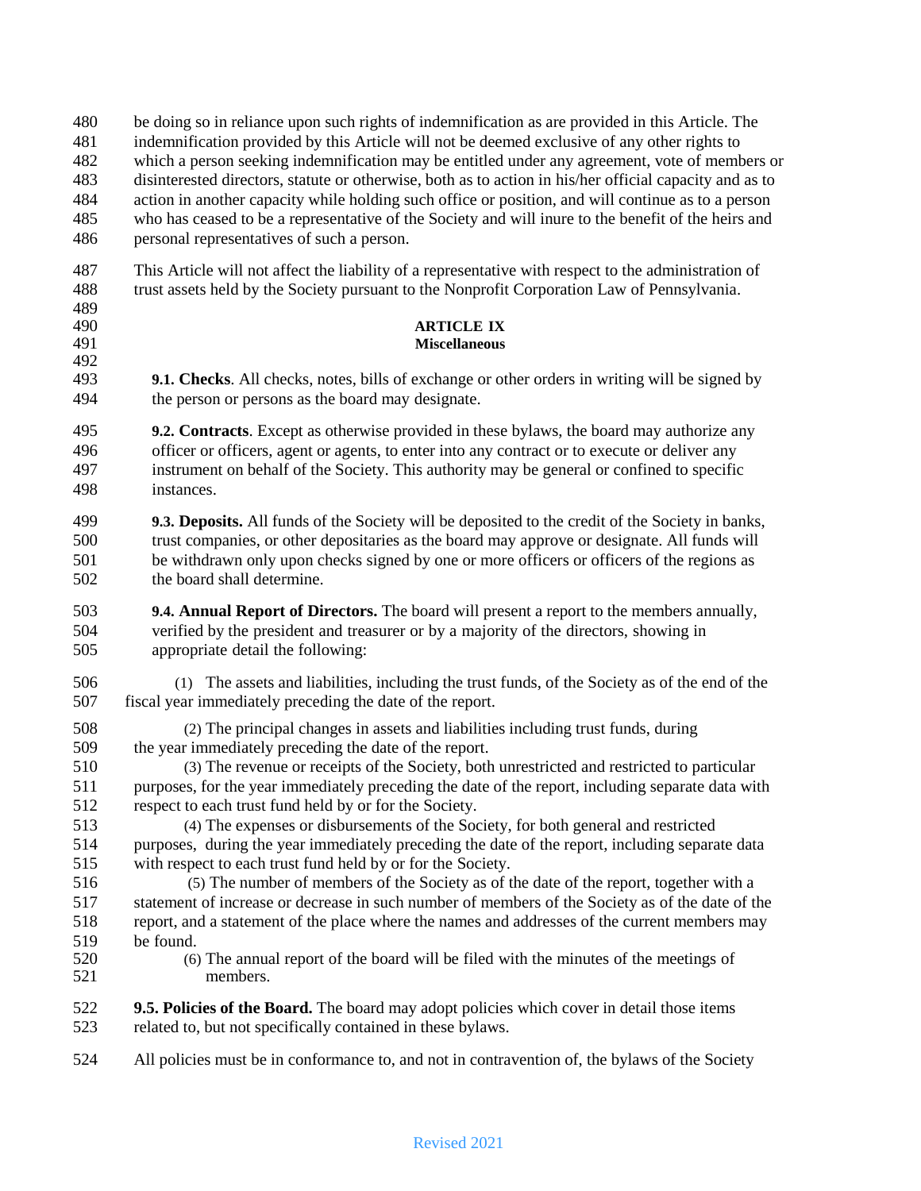be doing so in reliance upon such rights of indemnification as are provided in this Article. The indemnification provided by this Article will not be deemed exclusive of any other rights to which a person seeking indemnification may be entitled under any agreement, vote of members or disinterested directors, statute or otherwise, both as to action in his/her official capacity and as to action in another capacity while holding such office or position, and will continue as to a person who has ceased to be a representative of the Society and will inure to the benefit of the heirs and personal representatives of such a person.

This Article will not affect the liability of a representative with respect to the administration of trust assets held by the Society pursuant to the Nonprofit Corporation Law of Pennsylvania.

## ARTICLE IX
## Miscellaneous

**9.1. Checks**. All checks, notes, bills of exchange or other orders in writing will be signed by the person or persons as the board may designate.

**9.2. Contracts**. Except as otherwise provided in these bylaws, the board may authorize any officer or officers, agent or agents, to enter into any contract or to execute or deliver any instrument on behalf of the Society. This authority may be general or confined to specific instances.

**9.3. Deposits.** All funds of the Society will be deposited to the credit of the Society in banks, trust companies, or other depositaries as the board may approve or designate. All funds will be withdrawn only upon checks signed by one or more officers or officers of the regions as the board shall determine.

**9.4. Annual Report of Directors.** The board will present a report to the members annually, verified by the president and treasurer or by a majority of the directors, showing in appropriate detail the following:

(1) The assets and liabilities, including the trust funds, of the Society as of the end of the fiscal year immediately preceding the date of the report.

(2) The principal changes in assets and liabilities including trust funds, during the year immediately preceding the date of the report.

(3) The revenue or receipts of the Society, both unrestricted and restricted to particular purposes, for the year immediately preceding the date of the report, including separate data with respect to each trust fund held by or for the Society.

(4) The expenses or disbursements of the Society, for both general and restricted purposes, during the year immediately preceding the date of the report, including separate data with respect to each trust fund held by or for the Society.

(5) The number of members of the Society as of the date of the report, together with a statement of increase or decrease in such number of members of the Society as of the date of the report, and a statement of the place where the names and addresses of the current members may be found.

(6) The annual report of the board will be filed with the minutes of the meetings of members.

**9.5. Policies of the Board.** The board may adopt policies which cover in detail those items related to, but not specifically contained in these bylaws.

All policies must be in conformance to, and not in contravention of, the bylaws of the Society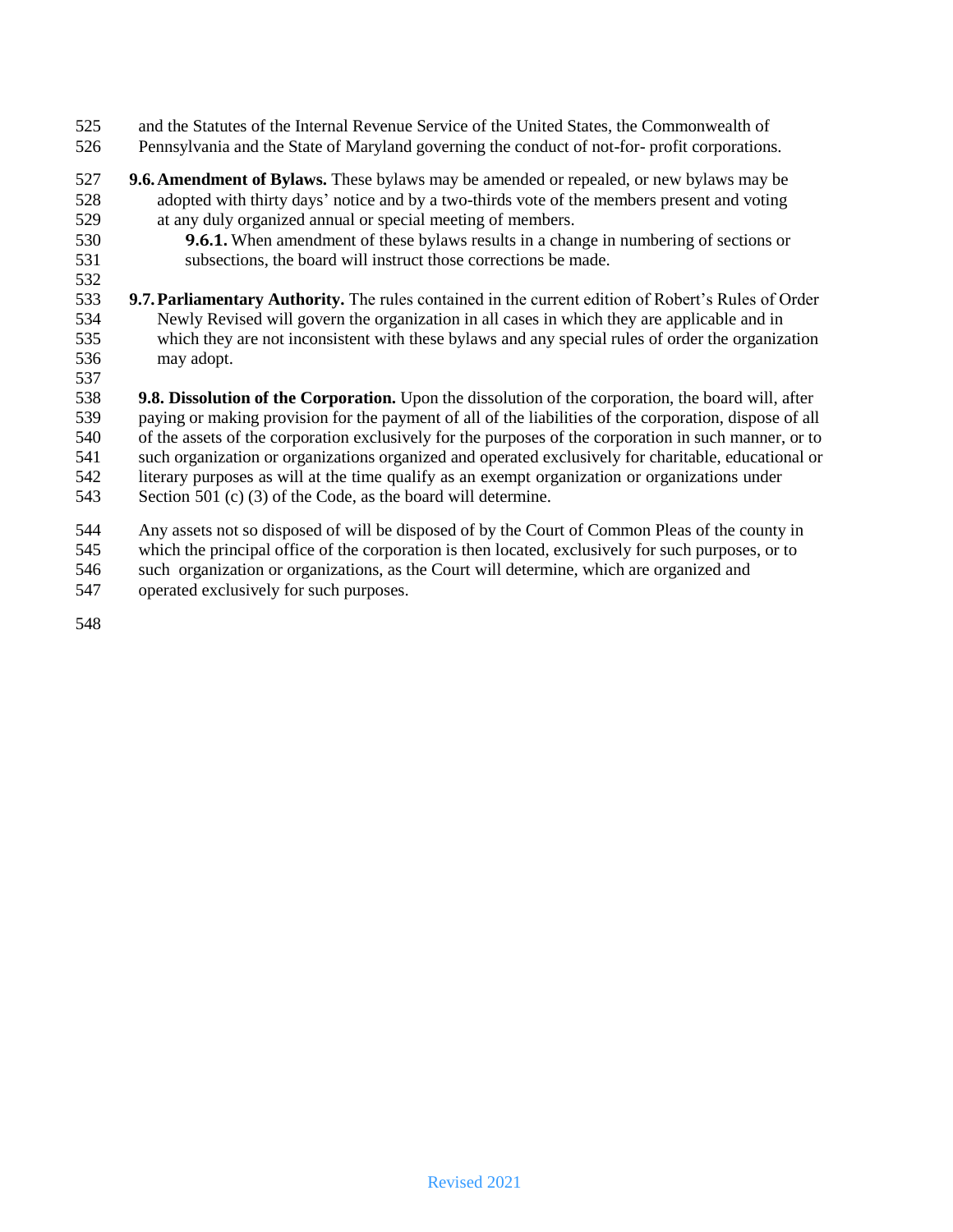and the Statutes of the Internal Revenue Service of the United States, the Commonwealth of Pennsylvania and the State of Maryland governing the conduct of not-for- profit corporations.

**9.6. Amendment of Bylaws.** These bylaws may be amended or repealed, or new bylaws may be adopted with thirty days' notice and by a two-thirds vote of the members present and voting at any duly organized annual or special meeting of members.

**9.6.1.** When amendment of these bylaws results in a change in numbering of sections or subsections, the board will instruct those corrections be made.

**9.7. Parliamentary Authority.** The rules contained in the current edition of Robert's Rules of Order Newly Revised will govern the organization in all cases in which they are applicable and in which they are not inconsistent with these bylaws and any special rules of order the organization may adopt.

**9.8. Dissolution of the Corporation.** Upon the dissolution of the corporation, the board will, after paying or making provision for the payment of all of the liabilities of the corporation, dispose of all of the assets of the corporation exclusively for the purposes of the corporation in such manner, or to such organization or organizations organized and operated exclusively for charitable, educational or literary purposes as will at the time qualify as an exempt organization or organizations under Section 501 (c) (3) of the Code, as the board will determine.

Any assets not so disposed of will be disposed of by the Court of Common Pleas of the county in which the principal office of the corporation is then located, exclusively for such purposes, or to such organization or organizations, as the Court will determine, which are organized and operated exclusively for such purposes.